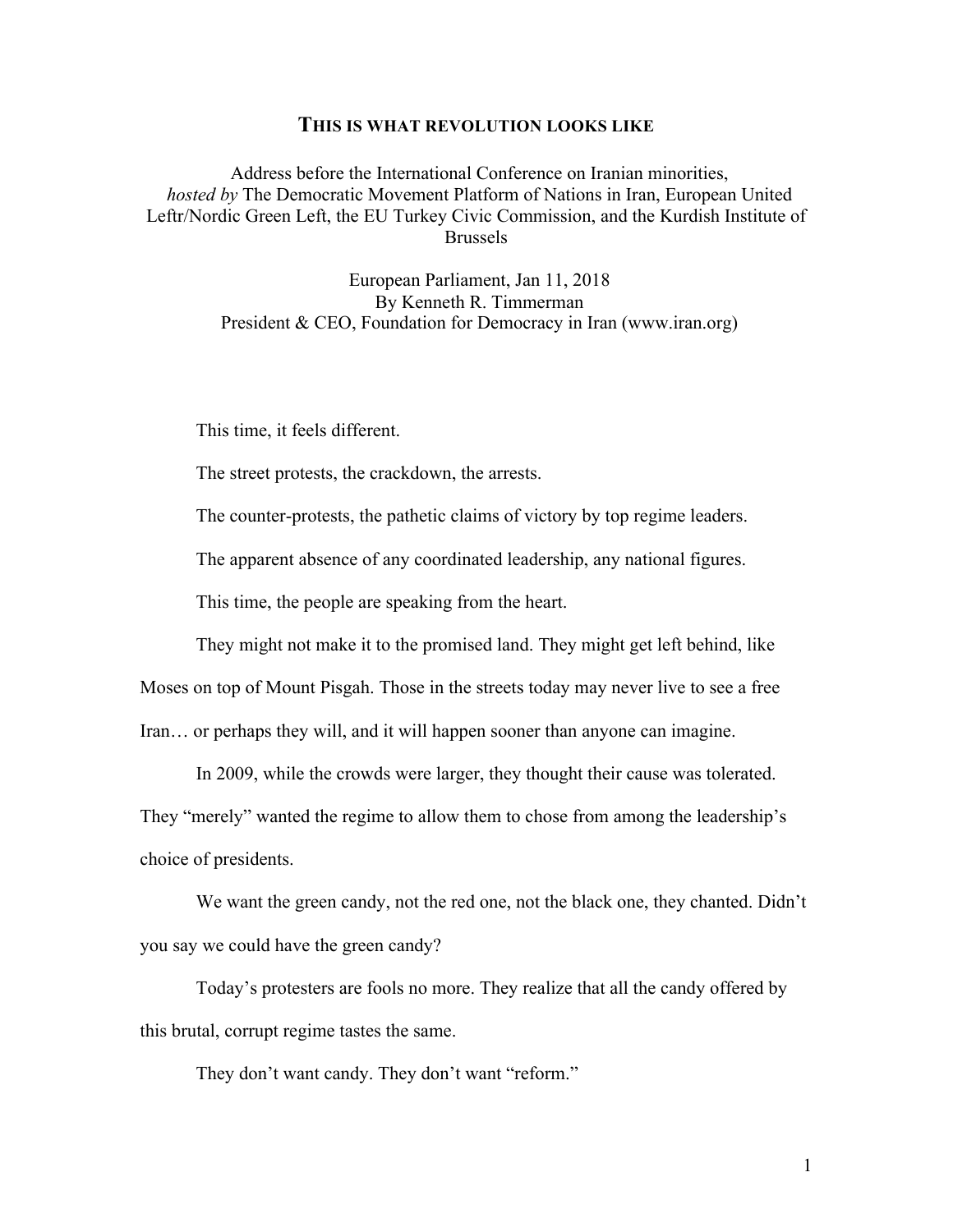# THIS IS WHAT REVOLUTION LOOKS LIKE

Address before the International Conference on Iranian minorities, *hosted by* The Democratic Movement Platform of Nations in Iran, European United Leftr/Nordic Green Left, the EU Turkey Civic Commission, and the Kurdish Institute of Brussels

European Parliament, Jan 11, 2018
By Kenneth R. Timmerman
President & CEO, Foundation for Democracy in Iran (www.iran.org)

This time, it feels different.

The street protests, the crackdown, the arrests.

The counter-protests, the pathetic claims of victory by top regime leaders.

The apparent absence of any coordinated leadership, any national figures.

This time, the people are speaking from the heart.

They might not make it to the promised land. They might get left behind, like Moses on top of Mount Pisgah. Those in the streets today may never live to see a free Iran… or perhaps they will, and it will happen sooner than anyone can imagine.

In 2009, while the crowds were larger, they thought their cause was tolerated. They "merely" wanted the regime to allow them to chose from among the leadership's choice of presidents.

We want the green candy, not the red one, not the black one, they chanted. Didn't you say we could have the green candy?

Today's protesters are fools no more. They realize that all the candy offered by this brutal, corrupt regime tastes the same.

They don't want candy. They don't want "reform."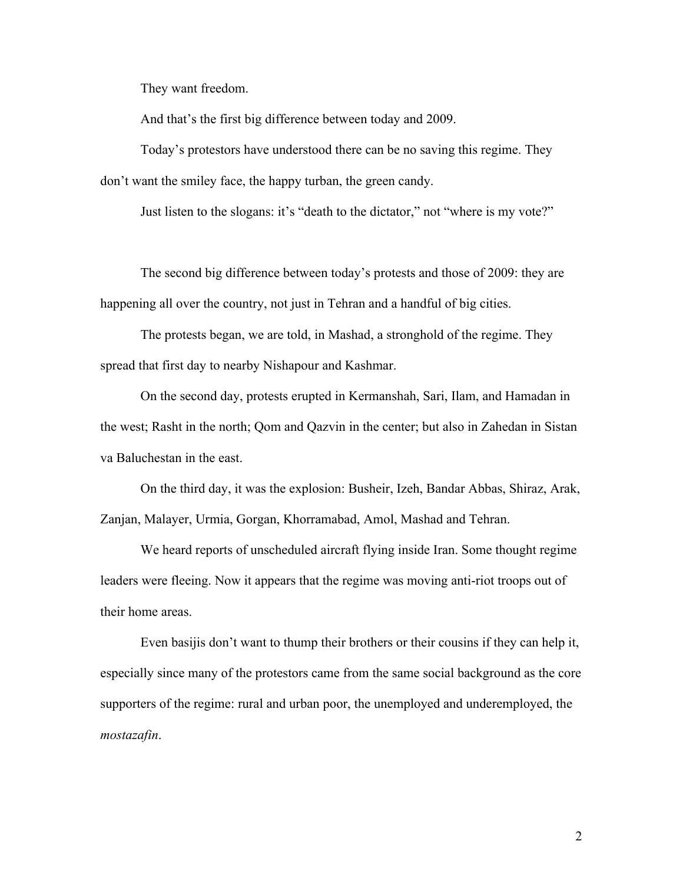They want freedom.

And that's the first big difference between today and 2009.

Today's protestors have understood there can be no saving this regime. They don't want the smiley face, the happy turban, the green candy.

Just listen to the slogans: it's "death to the dictator," not "where is my vote?"

The second big difference between today's protests and those of 2009: they are happening all over the country, not just in Tehran and a handful of big cities.

The protests began, we are told, in Mashad, a stronghold of the regime. They spread that first day to nearby Nishapour and Kashmar.

On the second day, protests erupted in Kermanshah, Sari, Ilam, and Hamadan in the west; Rasht in the north; Qom and Qazvin in the center; but also in Zahedan in Sistan va Baluchestan in the east.

On the third day, it was the explosion: Busheir, Izeh, Bandar Abbas, Shiraz, Arak, Zanjan, Malayer, Urmia, Gorgan, Khorramabad, Amol, Mashad and Tehran.

We heard reports of unscheduled aircraft flying inside Iran. Some thought regime leaders were fleeing. Now it appears that the regime was moving anti-riot troops out of their home areas.

Even basijis don't want to thump their brothers or their cousins if they can help it, especially since many of the protestors came from the same social background as the core supporters of the regime: rural and urban poor, the unemployed and underemployed, the *mostazafin*.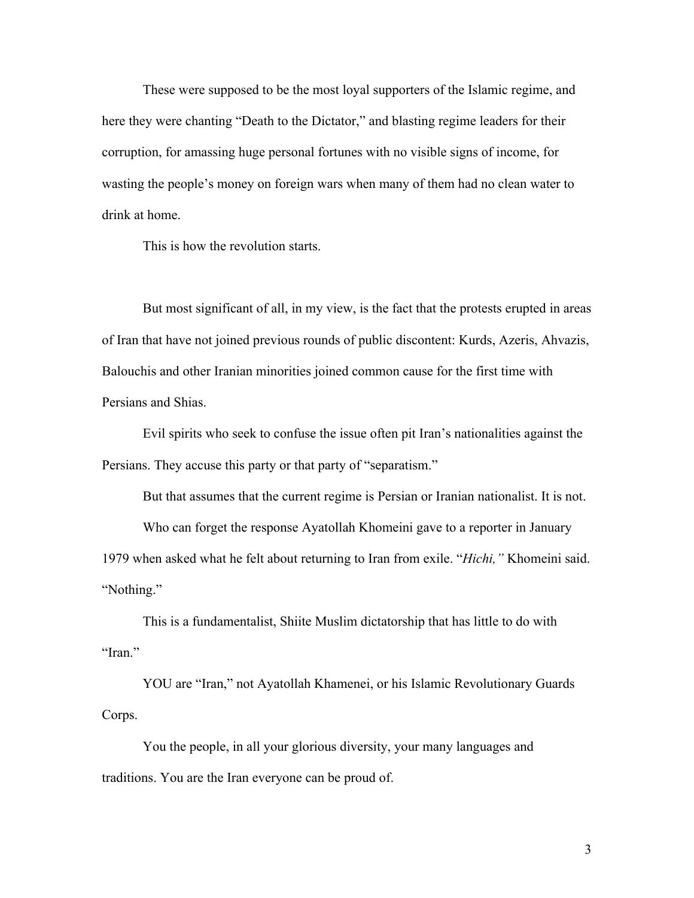These were supposed to be the most loyal supporters of the Islamic regime, and here they were chanting "Death to the Dictator," and blasting regime leaders for their corruption, for amassing huge personal fortunes with no visible signs of income, for wasting the people's money on foreign wars when many of them had no clean water to drink at home.

This is how the revolution starts.

But most significant of all, in my view, is the fact that the protests erupted in areas of Iran that have not joined previous rounds of public discontent: Kurds, Azeris, Ahvazis, Balouchis and other Iranian minorities joined common cause for the first time with Persians and Shias.

Evil spirits who seek to confuse the issue often pit Iran's nationalities against the Persians. They accuse this party or that party of "separatism."

But that assumes that the current regime is Persian or Iranian nationalist. It is not.

Who can forget the response Ayatollah Khomeini gave to a reporter in January 1979 when asked what he felt about returning to Iran from exile. "*Hichi,"* Khomeini said. "Nothing."

This is a fundamentalist, Shiite Muslim dictatorship that has little to do with "Iran."

YOU are "Iran," not Ayatollah Khamenei, or his Islamic Revolutionary Guards Corps.

You the people, in all your glorious diversity, your many languages and traditions. You are the Iran everyone can be proud of.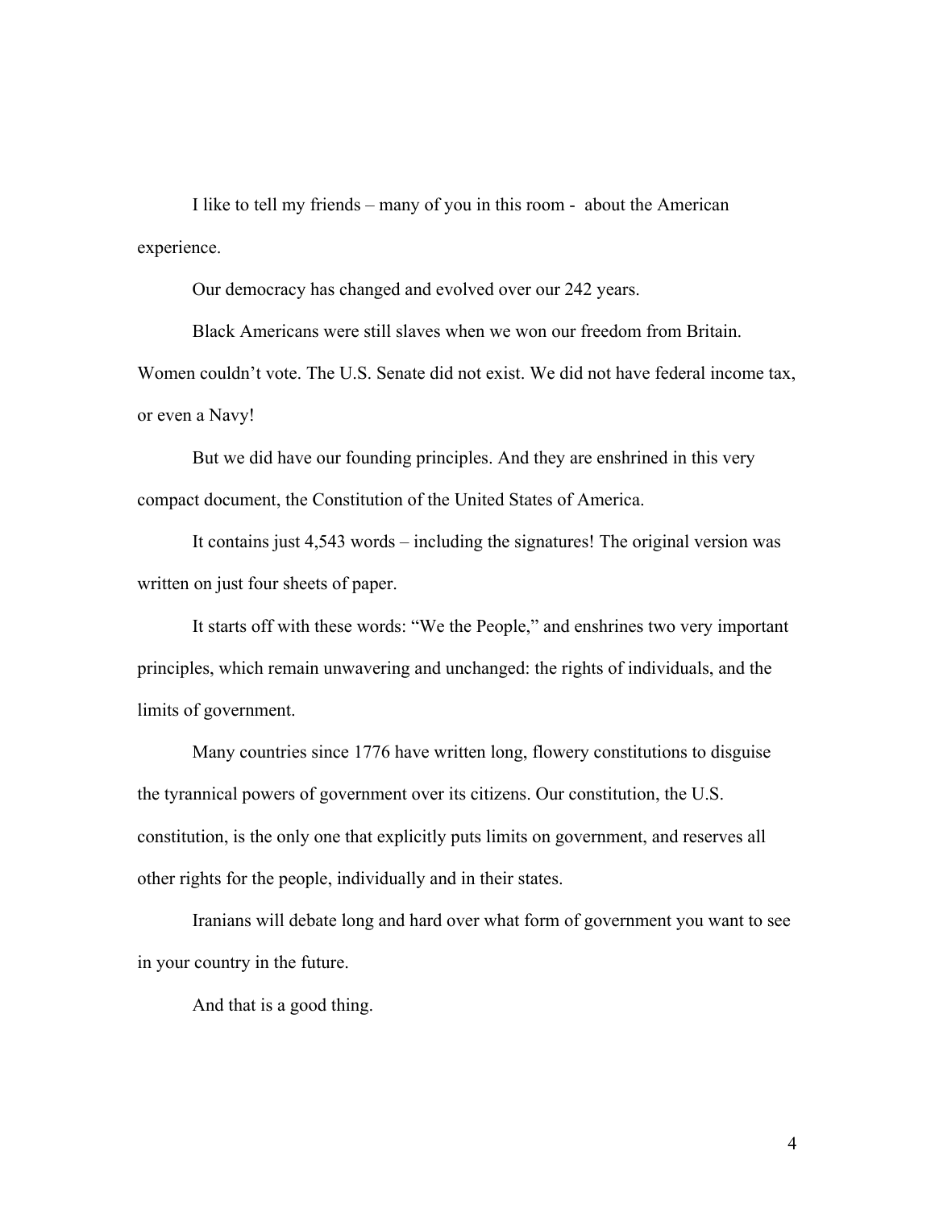I like to tell my friends – many of you in this room - about the American experience.

Our democracy has changed and evolved over our 242 years.

Black Americans were still slaves when we won our freedom from Britain. Women couldn't vote. The U.S. Senate did not exist. We did not have federal income tax, or even a Navy!

But we did have our founding principles. And they are enshrined in this very compact document, the Constitution of the United States of America.

It contains just 4,543 words – including the signatures! The original version was written on just four sheets of paper.

It starts off with these words: "We the People," and enshrines two very important principles, which remain unwavering and unchanged: the rights of individuals, and the limits of government.

Many countries since 1776 have written long, flowery constitutions to disguise the tyrannical powers of government over its citizens. Our constitution, the U.S. constitution, is the only one that explicitly puts limits on government, and reserves all other rights for the people, individually and in their states.

Iranians will debate long and hard over what form of government you want to see in your country in the future.

And that is a good thing.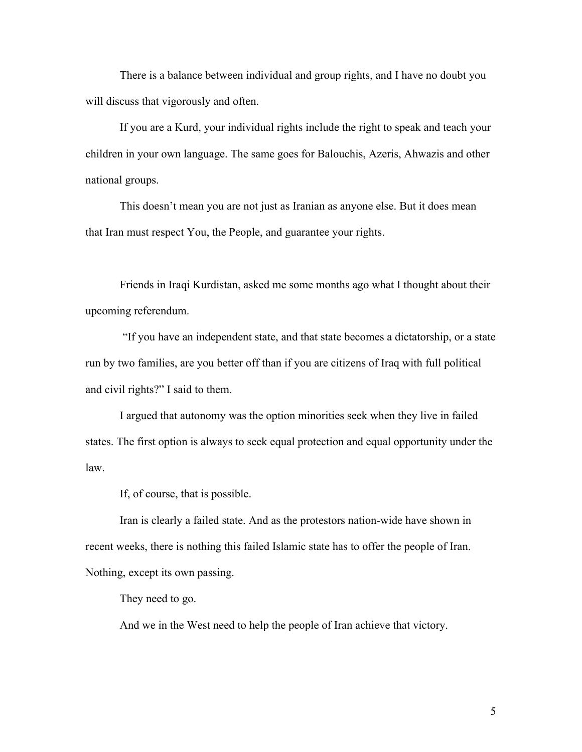There is a balance between individual and group rights, and I have no doubt you will discuss that vigorously and often.

If you are a Kurd, your individual rights include the right to speak and teach your children in your own language. The same goes for Balouchis, Azeris, Ahwazis and other national groups.

This doesn't mean you are not just as Iranian as anyone else. But it does mean that Iran must respect You, the People, and guarantee your rights.

Friends in Iraqi Kurdistan, asked me some months ago what I thought about their upcoming referendum.

"If you have an independent state, and that state becomes a dictatorship, or a state run by two families, are you better off than if you are citizens of Iraq with full political and civil rights?" I said to them.

I argued that autonomy was the option minorities seek when they live in failed states. The first option is always to seek equal protection and equal opportunity under the law.

If, of course, that is possible.

Iran is clearly a failed state. And as the protestors nation-wide have shown in recent weeks, there is nothing this failed Islamic state has to offer the people of Iran. Nothing, except its own passing.

They need to go.

And we in the West need to help the people of Iran achieve that victory.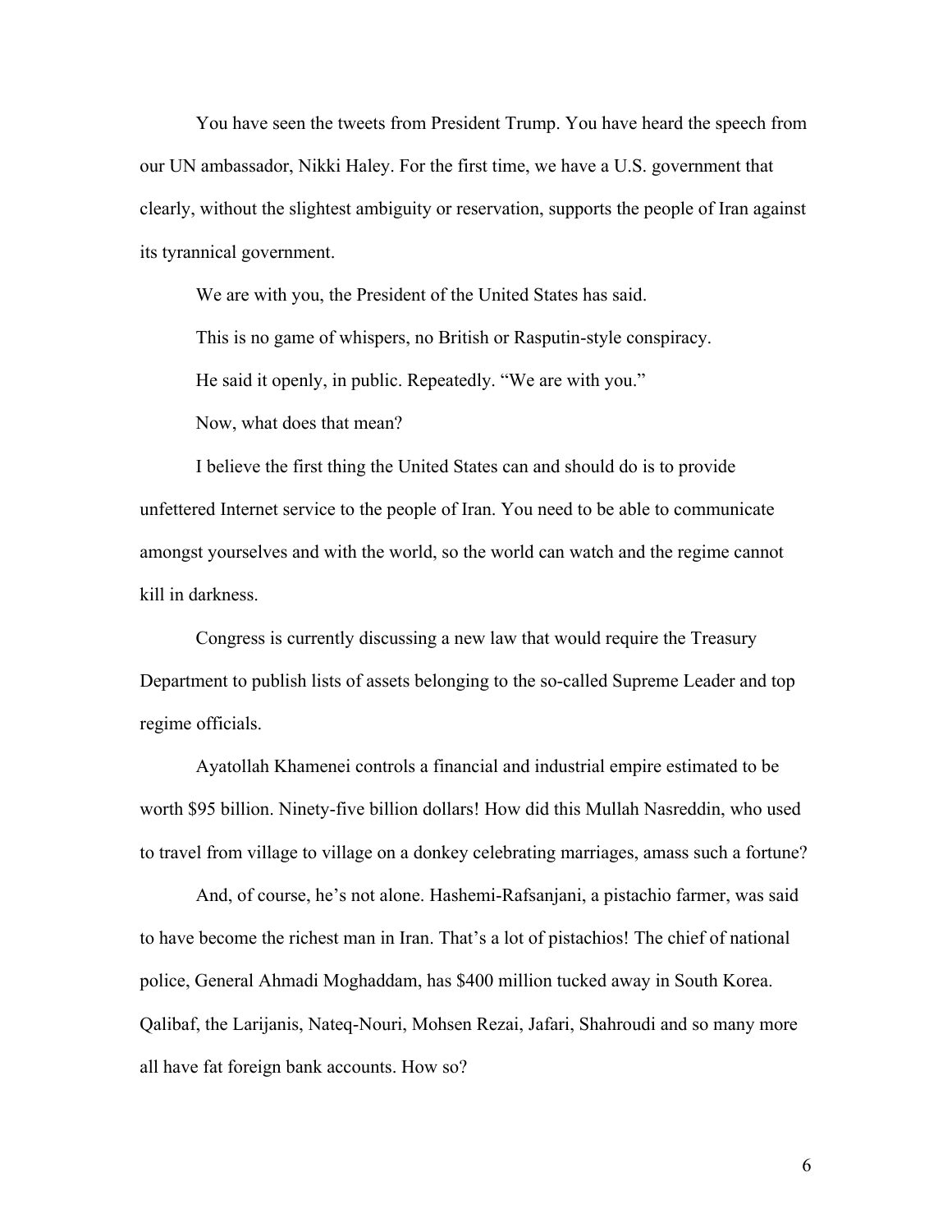You have seen the tweets from President Trump. You have heard the speech from our UN ambassador, Nikki Haley. For the first time, we have a U.S. government that clearly, without the slightest ambiguity or reservation, supports the people of Iran against its tyrannical government.

We are with you, the President of the United States has said.

This is no game of whispers, no British or Rasputin-style conspiracy.

He said it openly, in public. Repeatedly. "We are with you."

Now, what does that mean?

I believe the first thing the United States can and should do is to provide unfettered Internet service to the people of Iran. You need to be able to communicate amongst yourselves and with the world, so the world can watch and the regime cannot kill in darkness.

Congress is currently discussing a new law that would require the Treasury Department to publish lists of assets belonging to the so-called Supreme Leader and top regime officials.

Ayatollah Khamenei controls a financial and industrial empire estimated to be worth $95 billion. Ninety-five billion dollars! How did this Mullah Nasreddin, who used to travel from village to village on a donkey celebrating marriages, amass such a fortune?

And, of course, he's not alone. Hashemi-Rafsanjani, a pistachio farmer, was said to have become the richest man in Iran. That's a lot of pistachios! The chief of national police, General Ahmadi Moghaddam, has $400 million tucked away in South Korea. Qalibaf, the Larijanis, Nateq-Nouri, Mohsen Rezai, Jafari, Shahroudi and so many more all have fat foreign bank accounts. How so?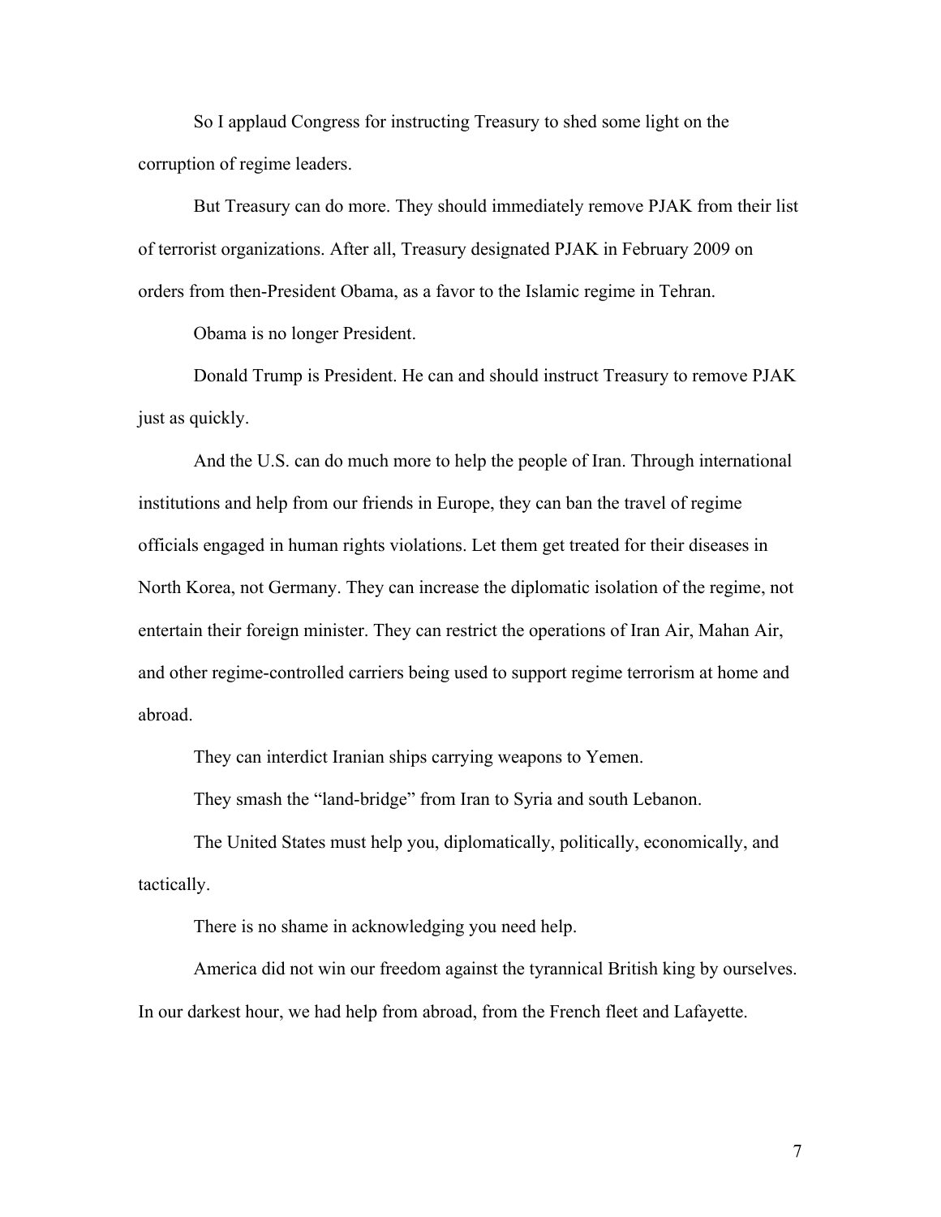So I applaud Congress for instructing Treasury to shed some light on the corruption of regime leaders.

But Treasury can do more. They should immediately remove PJAK from their list of terrorist organizations. After all, Treasury designated PJAK in February 2009 on orders from then-President Obama, as a favor to the Islamic regime in Tehran.

Obama is no longer President.

Donald Trump is President. He can and should instruct Treasury to remove PJAK just as quickly.

And the U.S. can do much more to help the people of Iran. Through international institutions and help from our friends in Europe, they can ban the travel of regime officials engaged in human rights violations. Let them get treated for their diseases in North Korea, not Germany. They can increase the diplomatic isolation of the regime, not entertain their foreign minister. They can restrict the operations of Iran Air, Mahan Air, and other regime-controlled carriers being used to support regime terrorism at home and abroad.

They can interdict Iranian ships carrying weapons to Yemen.

They smash the "land-bridge" from Iran to Syria and south Lebanon.

The United States must help you, diplomatically, politically, economically, and tactically.

There is no shame in acknowledging you need help.

America did not win our freedom against the tyrannical British king by ourselves. In our darkest hour, we had help from abroad, from the French fleet and Lafayette.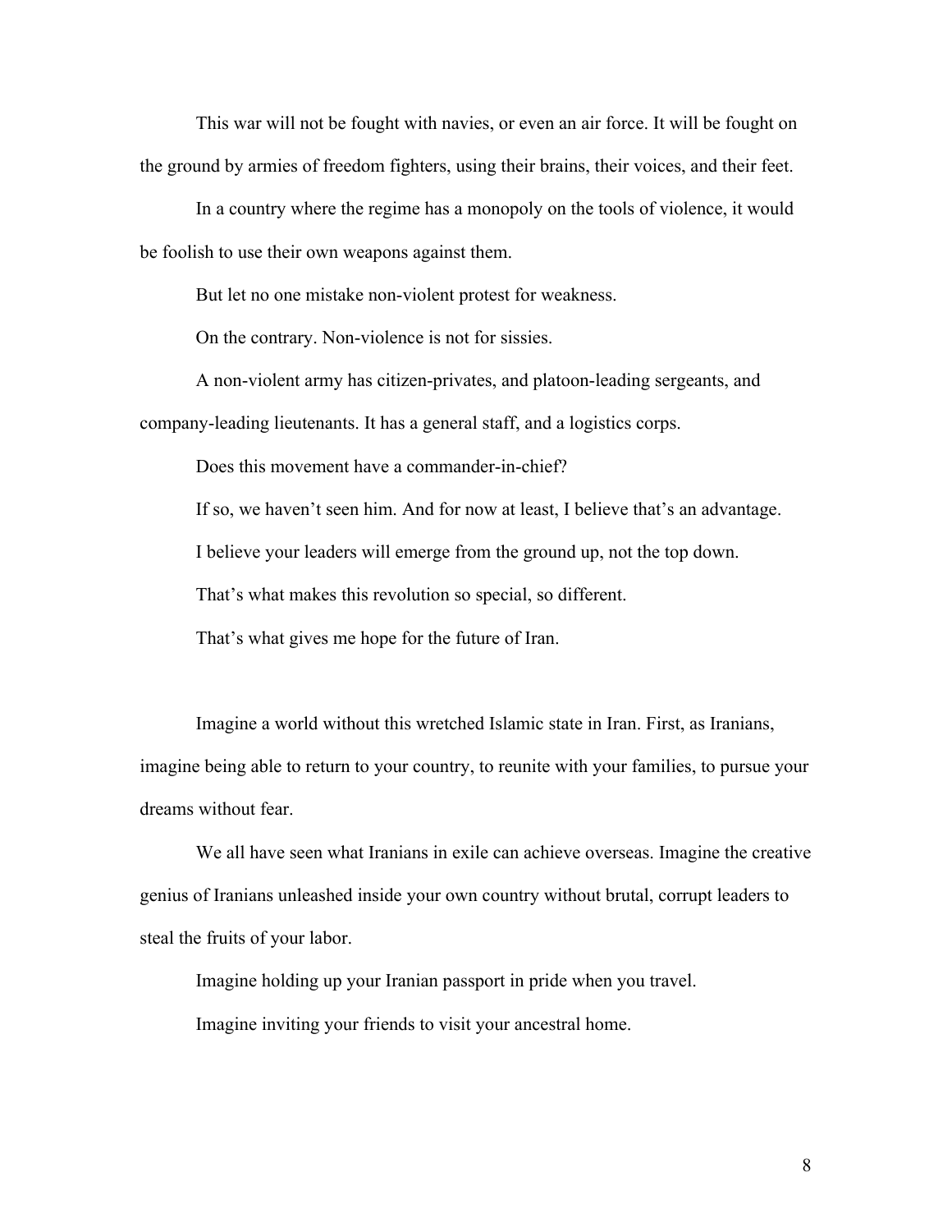This war will not be fought with navies, or even an air force. It will be fought on the ground by armies of freedom fighters, using their brains, their voices, and their feet.

In a country where the regime has a monopoly on the tools of violence, it would be foolish to use their own weapons against them.

But let no one mistake non-violent protest for weakness.

On the contrary. Non-violence is not for sissies.

A non-violent army has citizen-privates, and platoon-leading sergeants, and company-leading lieutenants. It has a general staff, and a logistics corps.

Does this movement have a commander-in-chief?

If so, we haven't seen him. And for now at least, I believe that's an advantage.

I believe your leaders will emerge from the ground up, not the top down.

That's what makes this revolution so special, so different.

That's what gives me hope for the future of Iran.

Imagine a world without this wretched Islamic state in Iran. First, as Iranians, imagine being able to return to your country, to reunite with your families, to pursue your dreams without fear.

We all have seen what Iranians in exile can achieve overseas. Imagine the creative genius of Iranians unleashed inside your own country without brutal, corrupt leaders to steal the fruits of your labor.

Imagine holding up your Iranian passport in pride when you travel.

Imagine inviting your friends to visit your ancestral home.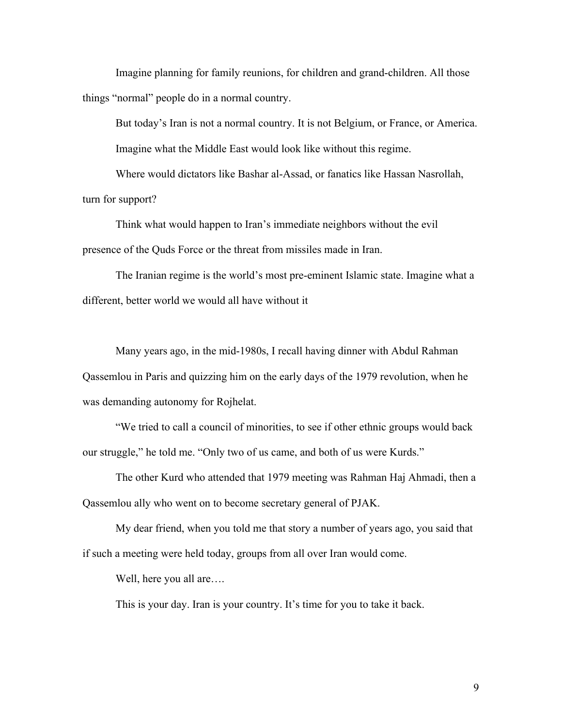Imagine planning for family reunions, for children and grand-children. All those things "normal" people do in a normal country.

But today's Iran is not a normal country. It is not Belgium, or France, or America.

Imagine what the Middle East would look like without this regime.

Where would dictators like Bashar al-Assad, or fanatics like Hassan Nasrollah, turn for support?

Think what would happen to Iran's immediate neighbors without the evil presence of the Quds Force or the threat from missiles made in Iran.

The Iranian regime is the world's most pre-eminent Islamic state. Imagine what a different, better world we would all have without it

Many years ago, in the mid-1980s, I recall having dinner with Abdul Rahman Qassemlou in Paris and quizzing him on the early days of the 1979 revolution, when he was demanding autonomy for Rojhelat.

"We tried to call a council of minorities, to see if other ethnic groups would back our struggle," he told me. "Only two of us came, and both of us were Kurds."

The other Kurd who attended that 1979 meeting was Rahman Haj Ahmadi, then a Qassemlou ally who went on to become secretary general of PJAK.

My dear friend, when you told me that story a number of years ago, you said that if such a meeting were held today, groups from all over Iran would come.

Well, here you all are….

This is your day. Iran is your country. It's time for you to take it back.